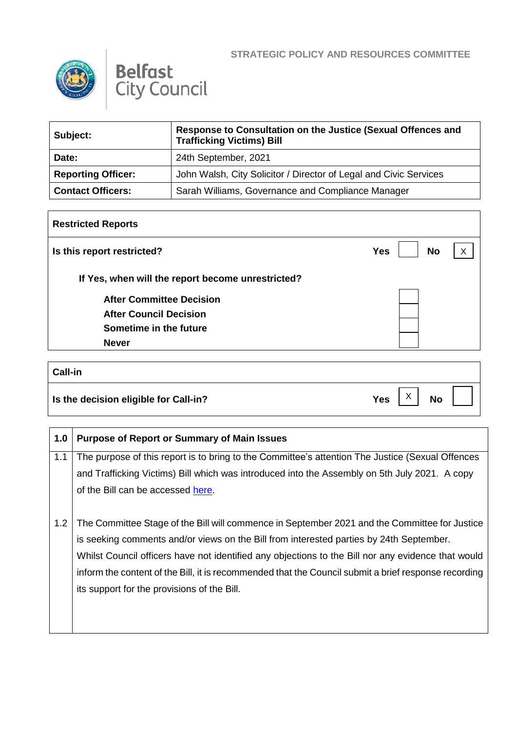**STRATEGIC POLICY AND RESOURCES COMMITTEE**

**Belfast City Council**

| **Subject:** | **Response to Consultation on the Justice (Sexual Offences and Trafficking Victims) Bill** |
|---|---|
| **Date:** | 24th September, 2021 |
| **Reporting Officer:** | John Walsh, City Solicitor / Director of Legal and Civic Services |
| **Contact Officers:** | Sarah Williams, Governance and Compliance Manager |

| **Restricted Reports** | | | | |
|---|---|---|---|---|
| **Is this report restricted?** | **Yes** | | **No** | X |
| **If Yes, when will the report become unrestricted?** | | | | |
| **After Committee Decision** | | | | |
| **After Council Decision** | | | | |
| **Sometime in the future** | | | | |
| **Never** | | | | |

| **Call-in** | | | | |
|---|---|---|---|---|
| **Is the decision eligible for Call-in?** | **Yes** | X | **No** | |

| **1.0** | **Purpose of Report or Summary of Main Issues** |
|---|---|
| 1.1 | The purpose of this report is to bring to the Committee's attention The Justice (Sexual Offences and Trafficking Victims) Bill which was introduced into the Assembly on 5th July 2021. A copy of the Bill can be accessed here. |
| 1.2 | The Committee Stage of the Bill will commence in September 2021 and the Committee for Justice is seeking comments and/or views on the Bill from interested parties by 24th September. Whilst Council officers have not identified any objections to the Bill nor any evidence that would inform the content of the Bill, it is recommended that the Council submit a brief response recording its support for the provisions of the Bill. |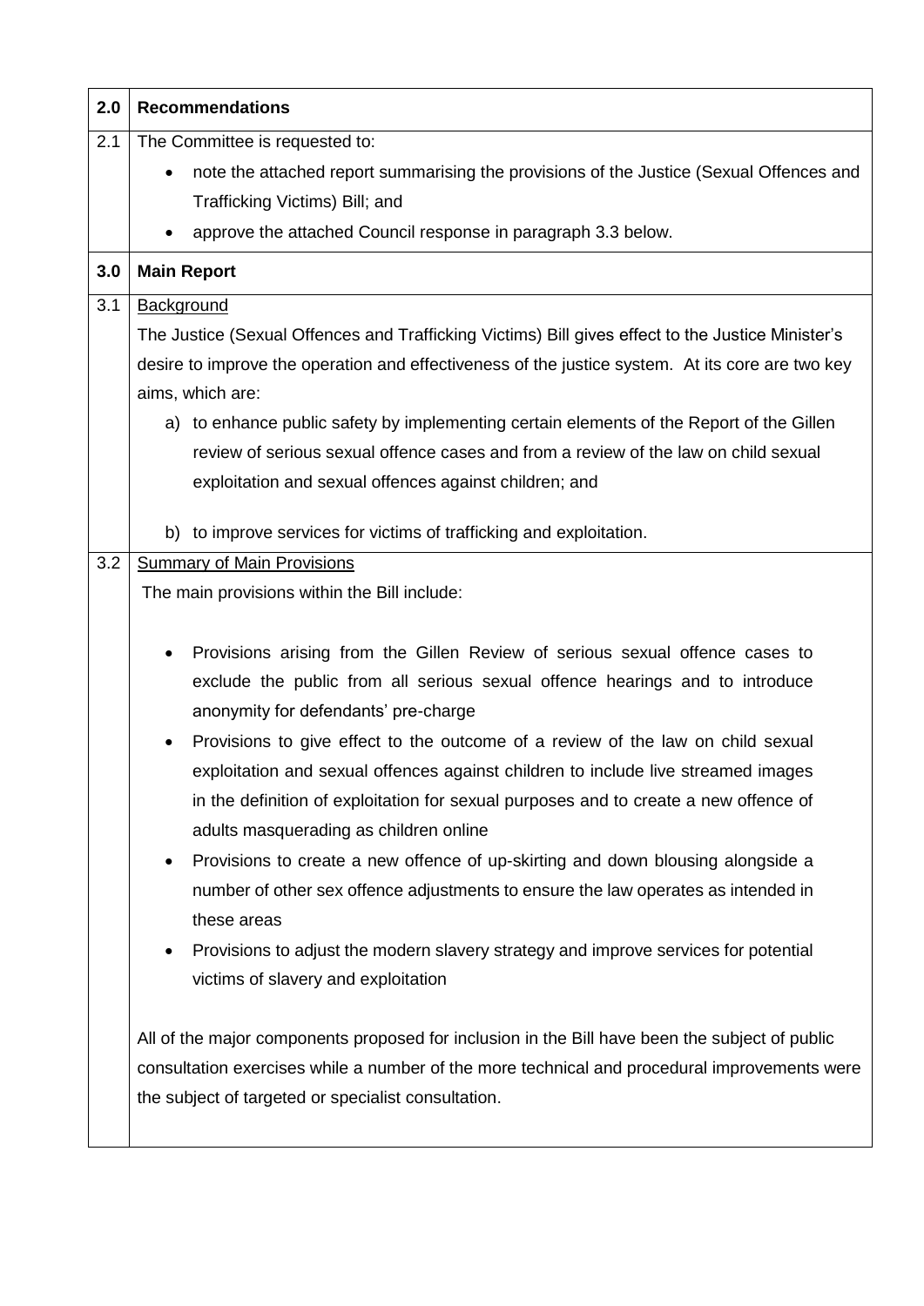| 2.0 | **Recommendations** |
|---|---|
| 2.1 | The Committee is requested to:<br>• note the attached report summarising the provisions of the Justice (Sexual Offences and Trafficking Victims) Bill; and<br>• approve the attached Council response in paragraph 3.3 below. |
| **3.0** | **Main Report** |
| 3.1 | Background<br>The Justice (Sexual Offences and Trafficking Victims) Bill gives effect to the Justice Minister's desire to improve the operation and effectiveness of the justice system. At its core are two key aims, which are:<br>a) to enhance public safety by implementing certain elements of the Report of the Gillen review of serious sexual offence cases and from a review of the law on child sexual exploitation and sexual offences against children; and<br>b) to improve services for victims of trafficking and exploitation. |
| 3.2 | Summary of Main Provisions<br>The main provisions within the Bill include:<br>• Provisions arising from the Gillen Review of serious sexual offence cases to exclude the public from all serious sexual offence hearings and to introduce anonymity for defendants' pre-charge<br>• Provisions to give effect to the outcome of a review of the law on child sexual exploitation and sexual offences against children to include live streamed images in the definition of exploitation for sexual purposes and to create a new offence of adults masquerading as children online<br>• Provisions to create a new offence of up-skirting and down blousing alongside a number of other sex offence adjustments to ensure the law operates as intended in these areas<br>• Provisions to adjust the modern slavery strategy and improve services for potential victims of slavery and exploitation<br><br>All of the major components proposed for inclusion in the Bill have been the subject of public consultation exercises while a number of the more technical and procedural improvements were the subject of targeted or specialist consultation. |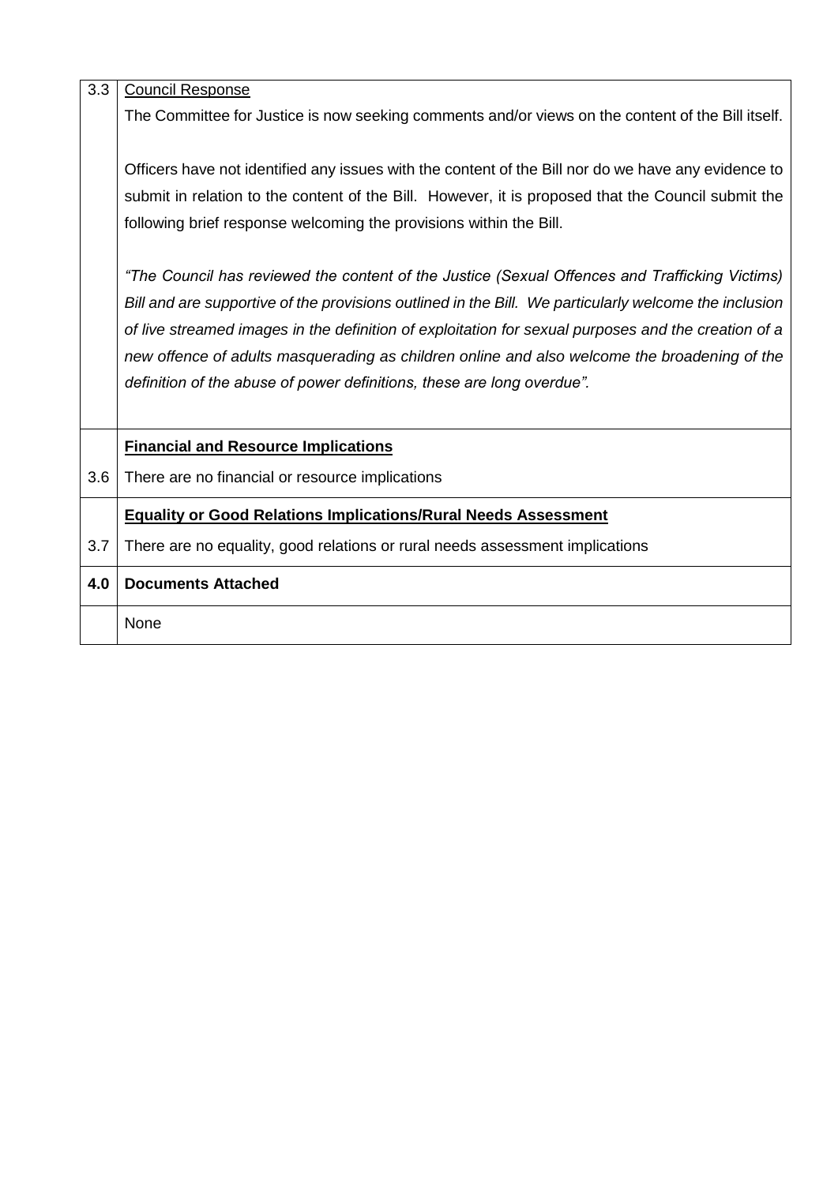| | |
|---|---|
| 3.3 | <u>Council Response</u><br>The Committee for Justice is now seeking comments and/or views on the content of the Bill itself.<br><br>Officers have not identified any issues with the content of the Bill nor do we have any evidence to submit in relation to the content of the Bill. However, it is proposed that the Council submit the following brief response welcoming the provisions within the Bill.<br><br>*"The Council has reviewed the content of the Justice (Sexual Offences and Trafficking Victims) Bill and are supportive of the provisions outlined in the Bill. We particularly welcome the inclusion of live streamed images in the definition of exploitation for sexual purposes and the creation of a new offence of adults masquerading as children online and also welcome the broadening of the definition of the abuse of power definitions, these are long overdue".* |
| 3.6 | **<u>Financial and Resource Implications</u>**<br>There are no financial or resource implications |
| 3.7 | **<u>Equality or Good Relations Implications/Rural Needs Assessment</u>**<br>There are no equality, good relations or rural needs assessment implications |
| **4.0** | **Documents Attached** |
| | None |